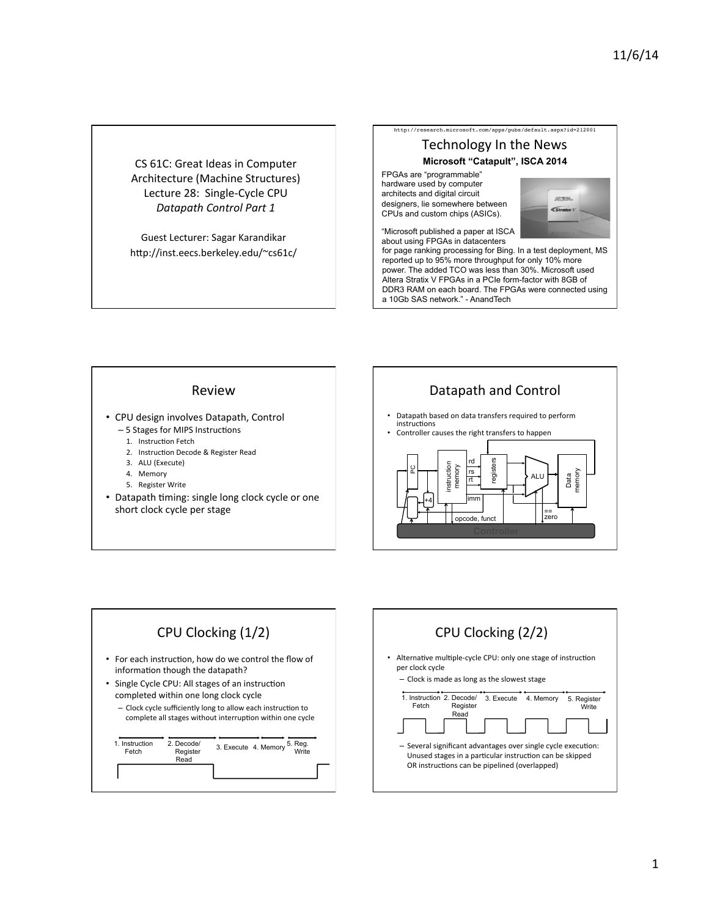CS 61C: Great Ideas in Computer Architecture (Machine Structures)
Lecture 28: Single-Cycle CPU
*Datapath Control Part 1*

Guest Lecturer: Sagar Karandikar
http://inst.eecs.berkeley.edu/~cs61c/

http://research.microsoft.com/apps/pubs/default.aspx?id=212001

## Technology In the News

**Microsoft "Catapult", ISCA 2014**

FPGAs are "programmable" hardware used by computer architects and digital circuit designers, lie somewhere between CPUs and custom chips (ASICs).

"Microsoft published a paper at ISCA about using FPGAs in datacenters for page ranking processing for Bing. In a test deployment, MS reported up to 95% more throughput for only 10% more power. The added TCO was less than 30%. Microsoft used Altera Stratix V FPGAs in a PCIe form-factor with 8GB of DDR3 RAM on each board. The FPGAs were connected using a 10Gb SAS network." - AnandTech

## Review

- CPU design involves Datapath, Control
  - 5 Stages for MIPS Instructions
    1. Instruction Fetch
    2. Instruction Decode & Register Read
    3. ALU (Execute)
    4. Memory
    5. Register Write
- Datapath timing: single long clock cycle or one short clock cycle per stage

## Datapath and Control

- Datapath based on data transfers required to perform instructions
- Controller causes the right transfers to happen

PC, +4, instruction memory, rd, rs, rt, imm, registers, ALU, Data memory, ==, zero, opcode, funct, Controller

## CPU Clocking (1/2)

- For each instruction, how do we control the flow of information though the datapath?
- Single Cycle CPU: All stages of an instruction completed within one long clock cycle
  - Clock cycle sufficiently long to allow each instruction to complete all stages without interruption within one cycle

1. Instruction Fetch | 2. Decode/ Register Read | 3. Execute | 4. Memory | 5. Reg. Write

## CPU Clocking (2/2)

- Alternative multiple-cycle CPU: only one stage of instruction per clock cycle
  - Clock is made as long as the slowest stage

1. Instruction Fetch | 2. Decode/ Register Read | 3. Execute | 4. Memory | 5. Register Write

  - Several significant advantages over single cycle execution: Unused stages in a particular instruction can be skipped OR instructions can be pipelined (overlapped)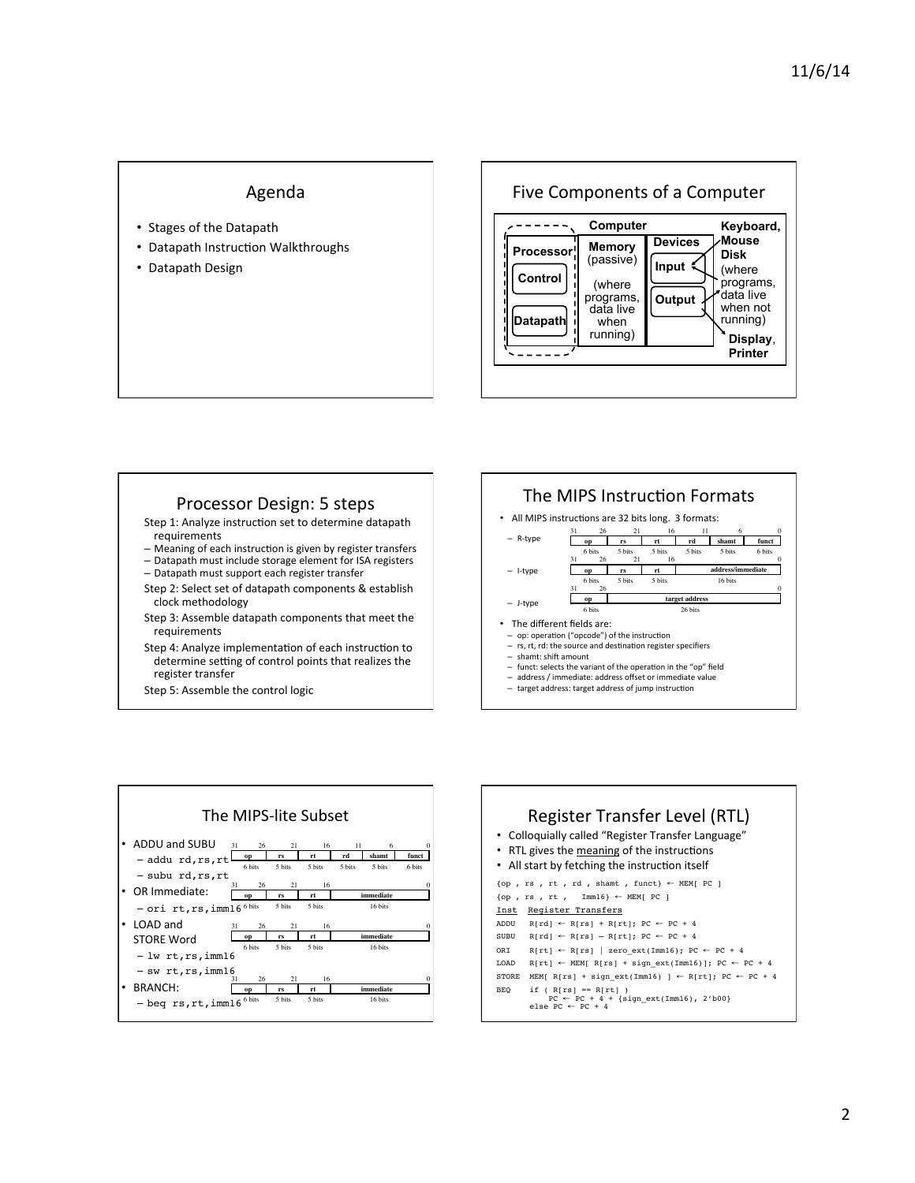## Agenda

- Stages of the Datapath
- Datapath Instruction Walkthroughs
- Datapath Design

## Five Components of a Computer

- **Computer**
  - **Processor**
    - **Control**
    - **Datapath**
  - **Memory** (passive) (where programs, data live when running)
  - **Devices**
    - **Input**
    - **Output**
- **Keyboard, Mouse**
- **Disk** (where programs, data live when not running)
- **Display**, **Printer**

## Processor Design: 5 steps

Step 1: Analyze instruction set to determine datapath requirements
- Meaning of each instruction is given by register transfers
- Datapath must include storage element for ISA registers
- Datapath must support each register transfer

Step 2: Select set of datapath components & establish clock methodology

Step 3: Assemble datapath components that meet the requirements

Step 4: Analyze implementation of each instruction to determine setting of control points that realizes the register transfer

Step 5: Assemble the control logic

## The MIPS Instruction Formats

- All MIPS instructions are 32 bits long. 3 formats:
  - R-type

| 31–26 | 25–21 | 20–16 | 15–11 | 10–6 | 5–0 |
|---|---|---|---|---|---|
| op | rs | rt | rd | shamt | funct |
| 6 bits | 5 bits | 5 bits | 5 bits | 5 bits | 6 bits |

  - I-type

| 31–26 | 25–21 | 20–16 | 15–0 |
|---|---|---|---|
| op | rs | rt | address/immediate |
| 6 bits | 5 bits | 5 bits | 16 bits |

  - J-type

| 31–26 | 25–0 |
|---|---|
| op | target address |
| 6 bits | 26 bits |

- The different fields are:
  - op: operation ("opcode") of the instruction
  - rs, rt, rd: the source and destination register specifiers
  - shamt: shift amount
  - funct: selects the variant of the operation in the "op" field
  - address / immediate: address offset or immediate value
  - target address: target address of jump instruction

## The MIPS-lite Subset

- ADDU and SUBU
  - `addu rd,rs,rt`
  - `subu rd,rs,rt`

| 31–26 | 25–21 | 20–16 | 15–11 | 10–6 | 5–0 |
|---|---|---|---|---|---|
| op | rs | rt | rd | shamt | funct |
| 6 bits | 5 bits | 5 bits | 5 bits | 5 bits | 6 bits |

- OR Immediate:
  - `ori rt,rs,imm16`

| 31–26 | 25–21 | 20–16 | 15–0 |
|---|---|---|---|
| op | rs | rt | immediate |
| 6 bits | 5 bits | 5 bits | 16 bits |

- LOAD and STORE Word
  - `lw rt,rs,imm16`
  - `sw rt,rs,imm16`

| 31–26 | 25–21 | 20–16 | 15–0 |
|---|---|---|---|
| op | rs | rt | immediate |
| 6 bits | 5 bits | 5 bits | 16 bits |

- BRANCH:
  - `beq rs,rt,imm16`

| 31–26 | 25–21 | 20–16 | 15–0 |
|---|---|---|---|
| op | rs | rt | immediate |
| 6 bits | 5 bits | 5 bits | 16 bits |

## Register Transfer Level (RTL)

- Colloquially called "Register Transfer Language"
- RTL gives the meaning of the instructions
- All start by fetching the instruction itself

```
{op , rs , rt , rd , shamt , funct} ← MEM[ PC ]
{op , rs , rt ,   Imm16} ← MEM[ PC ]
```

| Inst | Register Transfers |
|---|---|
| ADDU | `R[rd] ← R[rs] + R[rt]; PC ← PC + 4` |
| SUBU | `R[rd] ← R[rs] – R[rt]; PC ← PC + 4` |
| ORI | `R[rt] ← R[rs] \| zero_ext(Imm16); PC ← PC + 4` |
| LOAD | `R[rt] ← MEM[ R[rs] + sign_ext(Imm16)]; PC ← PC + 4` |
| STORE | `MEM[ R[rs] + sign_ext(Imm16) ] ← R[rt]; PC ← PC + 4` |
| BEQ | `if ( R[rs] == R[rt] ) PC ← PC + 4 + {sign_ext(Imm16), 2'b00} else PC ← PC + 4` |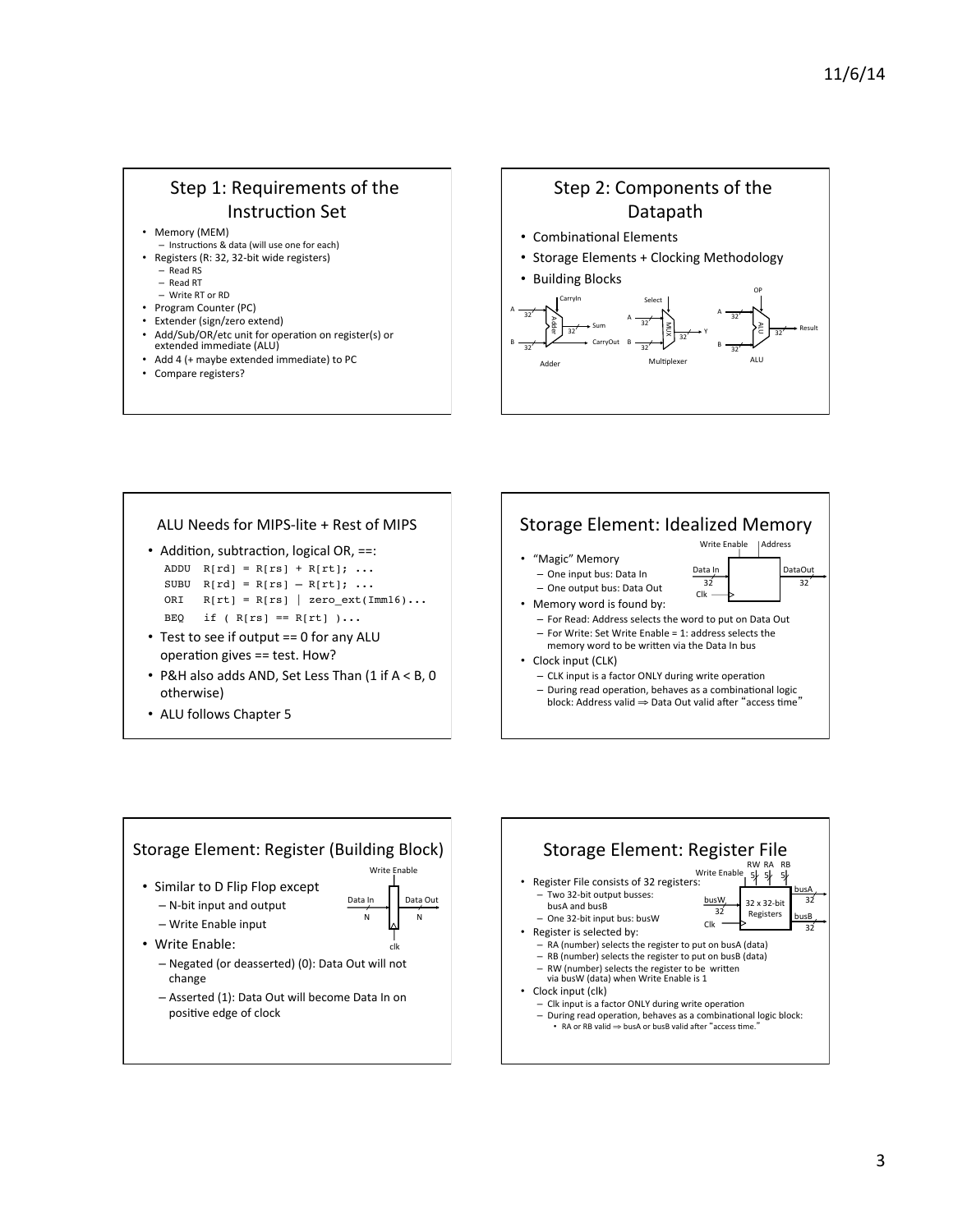## Step 1: Requirements of the Instruction Set

- Memory (MEM)
  - Instructions & data (will use one for each)
- Registers (R: 32, 32-bit wide registers)
  - Read RS
  - Read RT
  - Write RT or RD
- Program Counter (PC)
- Extender (sign/zero extend)
- Add/Sub/OR/etc unit for operation on register(s) or extended immediate (ALU)
- Add 4 (+ maybe extended immediate) to PC
- Compare registers?

## Step 2: Components of the Datapath

- Combinational Elements
- Storage Elements + Clocking Methodology
- Building Blocks

Adder (inputs: A 32, B 32, CarryIn; outputs: Sum 32, CarryOut)

Multiplexer (inputs: A 32, B 32, Select; output: Y 32)

ALU (inputs: A 32, B 32, OP; output: Result 32)

## ALU Needs for MIPS-lite + Rest of MIPS

- Addition, subtraction, logical OR, ==:

```
ADDU  R[rd] = R[rs] + R[rt]; ...
SUBU  R[rd] = R[rs] – R[rt]; ...
ORI   R[rt] = R[rs] | zero_ext(Imm16)...
BEQ   if ( R[rs] == R[rt] )...
```

- Test to see if output == 0 for any ALU operation gives == test. How?
- P&H also adds AND, Set Less Than (1 if A < B, 0 otherwise)
- ALU follows Chapter 5

## Storage Element: Idealized Memory

(Diagram: Write Enable, Address, Data In 32, DataOut 32, Clk)

- "Magic" Memory
  - One input bus: Data In
  - One output bus: Data Out
- Memory word is found by:
  - For Read: Address selects the word to put on Data Out
  - For Write: Set Write Enable = 1: address selects the memory word to be written via the Data In bus
- Clock input (CLK)
  - CLK input is a factor ONLY during write operation
  - During read operation, behaves as a combinational logic block: Address valid ⇒ Data Out valid after "access time"

## Storage Element: Register (Building Block)

(Diagram: Write Enable, Data In N, Data Out N, clk)

- Similar to D Flip Flop except
  - N-bit input and output
  - Write Enable input
- Write Enable:
  - Negated (or deasserted) (0): Data Out will not change
  - Asserted (1): Data Out will become Data In on positive edge of clock

## Storage Element: Register File

(Diagram: Write Enable, RW 5, RA 5, RB 5, busW 32, Clk, 32 x 32-bit Registers, busA 32, busB 32)

- Register File consists of 32 registers:
  - Two 32-bit output busses: busA and busB
  - One 32-bit input bus: busW
- Register is selected by:
  - RA (number) selects the register to put on busA (data)
  - RB (number) selects the register to put on busB (data)
  - RW (number) selects the register to be written via busW (data) when Write Enable is 1
- Clock input (clk)
  - Clk input is a factor ONLY during write operation
  - During read operation, behaves as a combinational logic block:
    - RA or RB valid ⇒ busA or busB valid after "access time."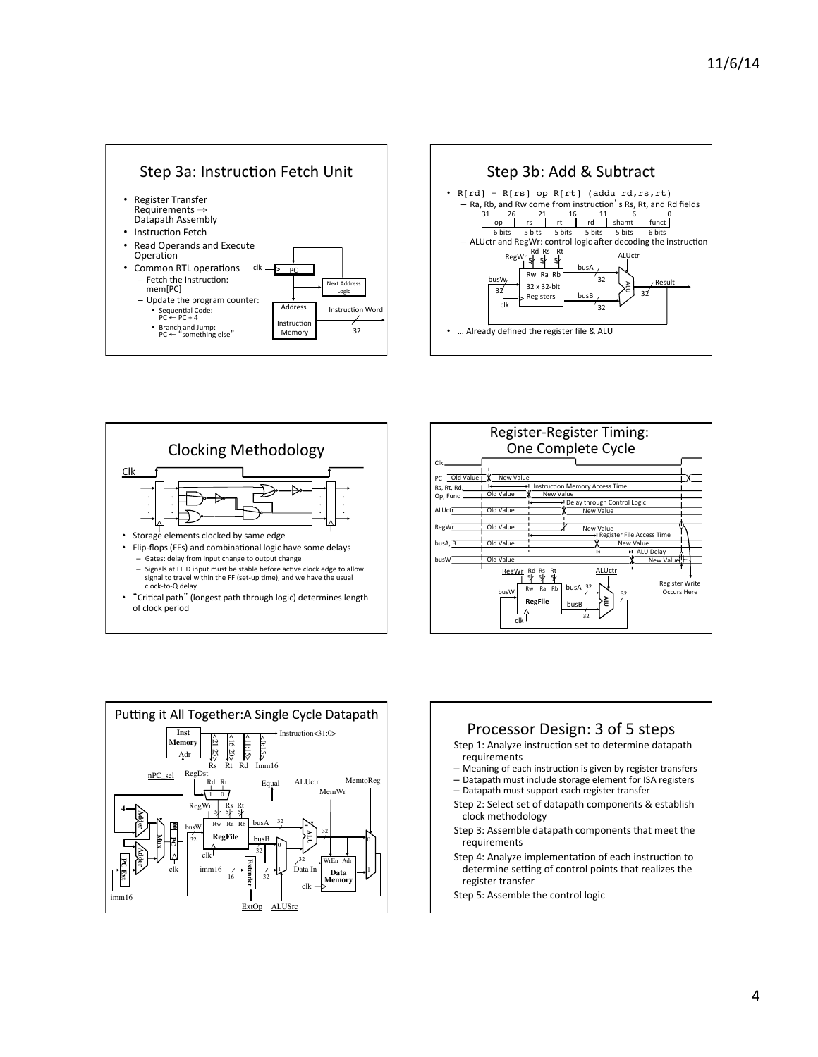## Step 3a: Instruction Fetch Unit

- Register Transfer Requirements ⇒ Datapath Assembly
- Instruction Fetch
- Read Operands and Execute Operation
- Common RTL operations
  - Fetch the Instruction: mem[PC]
  - Update the program counter:
    - Sequential Code: PC ← PC + 4
    - Branch and Jump: PC ← "something else"

clk
PC
Next Address Logic
Address
Instruction Memory
Instruction Word
32

## Step 3b: Add & Subtract

- R[rd] = R[rs] op R[rt] (addu rd,rs,rt)
  - Ra, Rb, and Rw come from instruction's Rs, Rt, and Rd fields

| 31 op (6 bits) | 26 rs (5 bits) | 21 rt (5 bits) | 16 rd (5 bits) | 11 shamt (5 bits) | 6 funct (6 bits) 0 |
|---|---|---|---|---|---|

  - ALUctr and RegWr: control logic after decoding the instruction

RegWr
Rd Rs Rt
5 5 5
ALUctr
busA
busW
Rw Ra Rb
32 x 32-bit Registers
32
32
ALU
Result
32
clk
busB
32

- … Already defined the register file & ALU

## Clocking Methodology

Clk

- Storage elements clocked by same edge
- Flip-flops (FFs) and combinational logic have some delays
  - Gates: delay from input change to output change
  - Signals at FF D input must be stable before active clock edge to allow signal to travel within the FF (set-up time), and we have the usual clock-to-Q delay
- "Critical path" (longest path through logic) determines length of clock period

## Register-Register Timing: One Complete Cycle

Clk
PC Old Value New Value
Rs, Rt, Rd, Op, Func Old Value New Value
Instruction Memory Access Time
ALUctr Old Value New Value
Delay through Control Logic
RegWr Old Value New Value
busA, B Old Value New Value
Register File Access Time
busW Old Value New Value
ALU Delay
Register Write Occurs Here

RegWr Rd Rs Rt
5 5 5
ALUctr
busW
Rw Ra Rb
RegFile
busA 32
busB 32
ALU
32
clk

## Putting it All Together:A Single Cycle Datapath

Inst Memory
Adr
Instruction<31:0>
<21:25> <16:20> <11:15> <0:15>
Rs Rt Rd Imm16
nPC_sel
RegDst
Rd Rt
1 0
Equal
ALUctr
MemtoReg
MemWr
4
Adder
Mux
PC
RegWr
Rs Rt
5 5 5
busW
Rw Ra Rb
RegFile
busA 32
busB
32
ALU
32
0
1
Adder
PC Ext
clk
clk
imm16
16
Extender
32
32
Data In
WrEn Adr
Data Memory
clk
0
1
imm16
ExtOp
ALUSrc

## Processor Design: 3 of 5 steps

Step 1: Analyze instruction set to determine datapath requirements
- Meaning of each instruction is given by register transfers
- Datapath must include storage element for ISA registers
- Datapath must support each register transfer

Step 2: Select set of datapath components & establish clock methodology

Step 3: Assemble datapath components that meet the requirements

Step 4: Analyze implementation of each instruction to determine setting of control points that realizes the register transfer

Step 5: Assemble the control logic